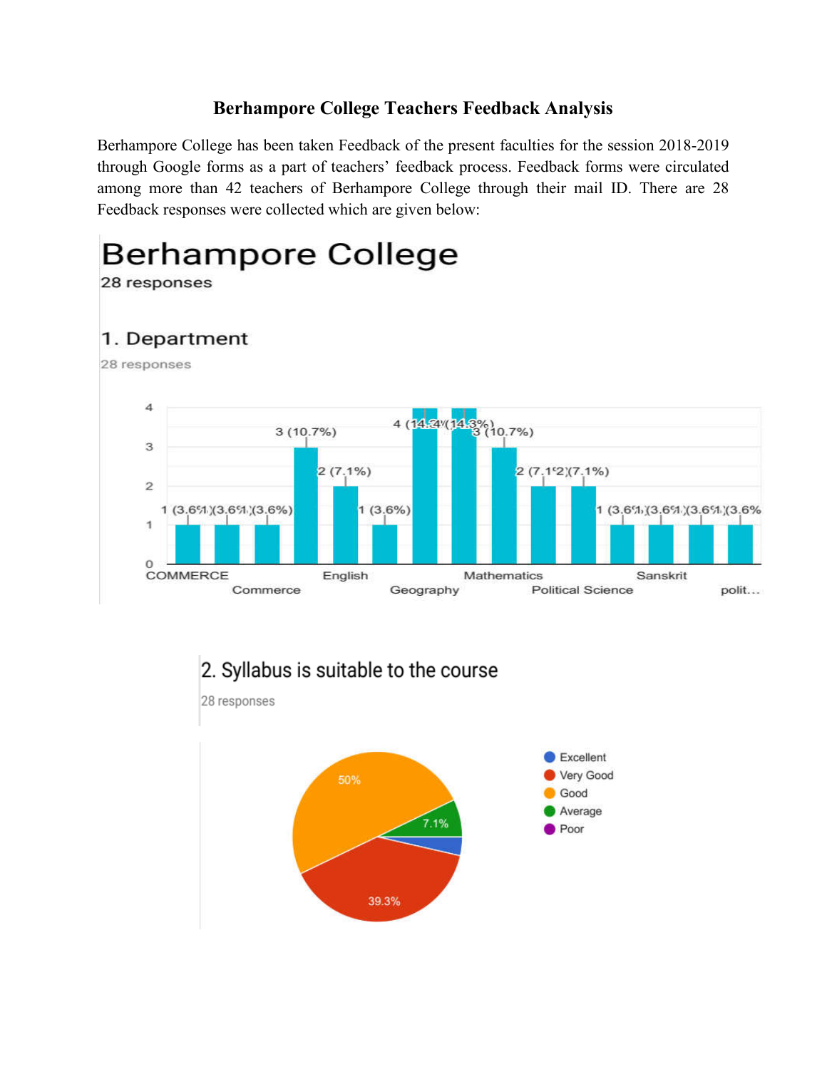### Berhampore College Teachers Feedback Analysis

Berhampore College has been taken Feedback of the present faculties for the session 2018-2019 through Google forms as a part of teachers' feedback process. Feedback forms were circulated among more than 42 teachers of Berhampore College through their mail ID. There are 28 Feedback responses were collected which are given below:

# Berhampore College

28 responses

## 1. Department

28 responses

| Department (axis label) | Responses |
|---|---|
| COMMERCE | 1 (3.6%) |
| | 1 (3.6%) |
| Commerce | 1 (3.6%) |
| | 3 (10.7%) |
| English | 2 (7.1%) |
| | 1 (3.6%) |
| Geography | 4 (14.3%) |
| | 4 (14.3%) |
| Mathematics | 3 (10.7%) |
| | 2 (7.1%) |
| Political Science | 2 (7.1%) |
| | 1 (3.6%) |
| Sanskrit | 1 (3.6%) |
| | 1 (3.6%) |
| polit... | 1 (3.6%) |

## 2. Syllabus is suitable to the course

28 responses

| Rating | Percentage |
|---|---|
| Excellent | |
| Very Good | 39.3% |
| Good | 50% |
| Average | 7.1% |
| Poor | |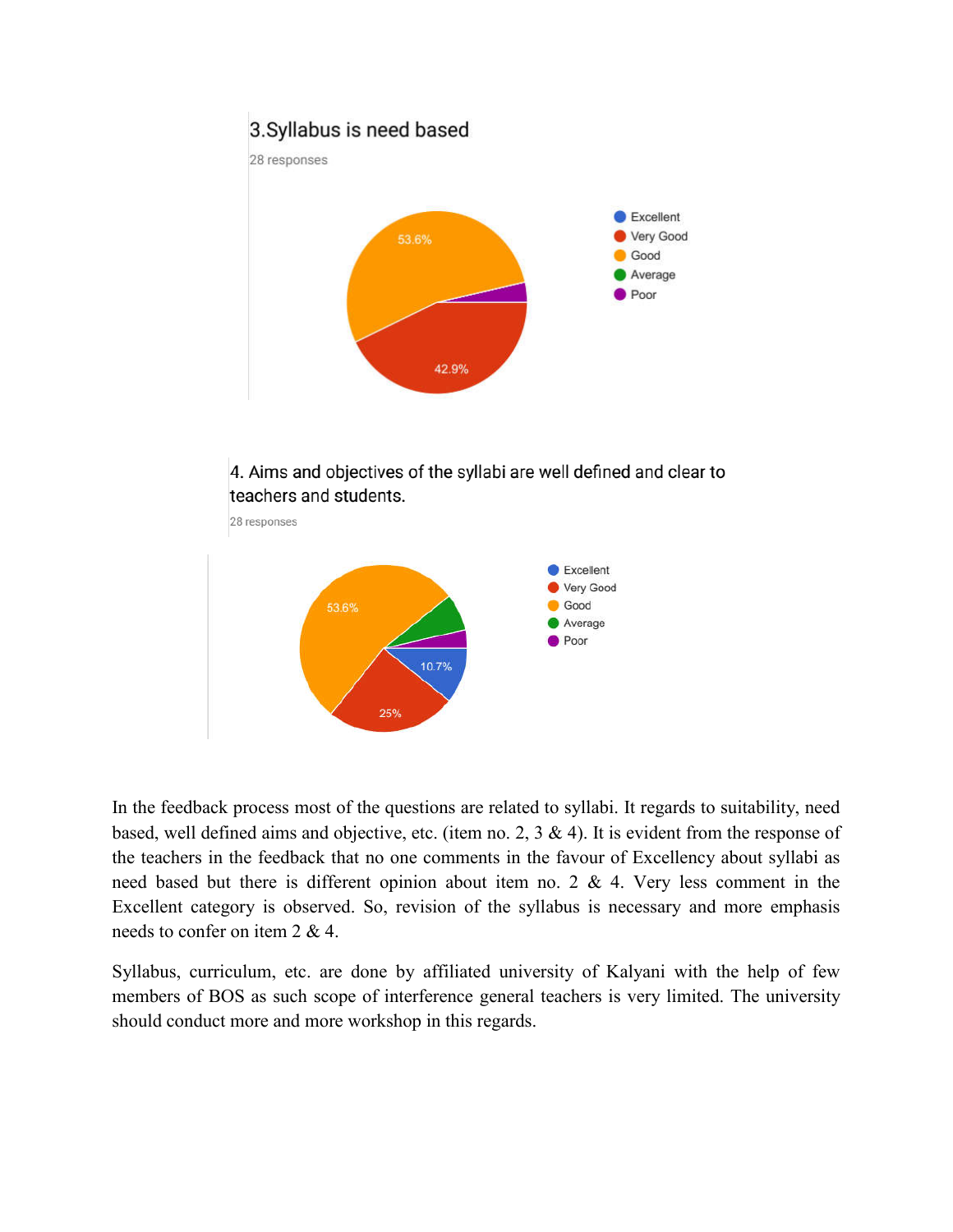3.Syllabus is need based

28 responses

- Excellent
- Very Good
- Good
- Average
- Poor

53.6%

42.9%

4. Aims and objectives of the syllabi are well defined and clear to teachers and students.

28 responses

- Excellent
- Very Good
- Good
- Average
- Poor

53.6%

10.7%

25%

In the feedback process most of the questions are related to syllabi. It regards to suitability, need based, well defined aims and objective, etc. (item no. 2, 3 & 4). It is evident from the response of the teachers in the feedback that no one comments in the favour of Excellency about syllabi as need based but there is different opinion about item no. 2 & 4. Very less comment in the Excellent category is observed. So, revision of the syllabus is necessary and more emphasis needs to confer on item 2 & 4.

Syllabus, curriculum, etc. are done by affiliated university of Kalyani with the help of few members of BOS as such scope of interference general teachers is very limited. The university should conduct more and more workshop in this regards.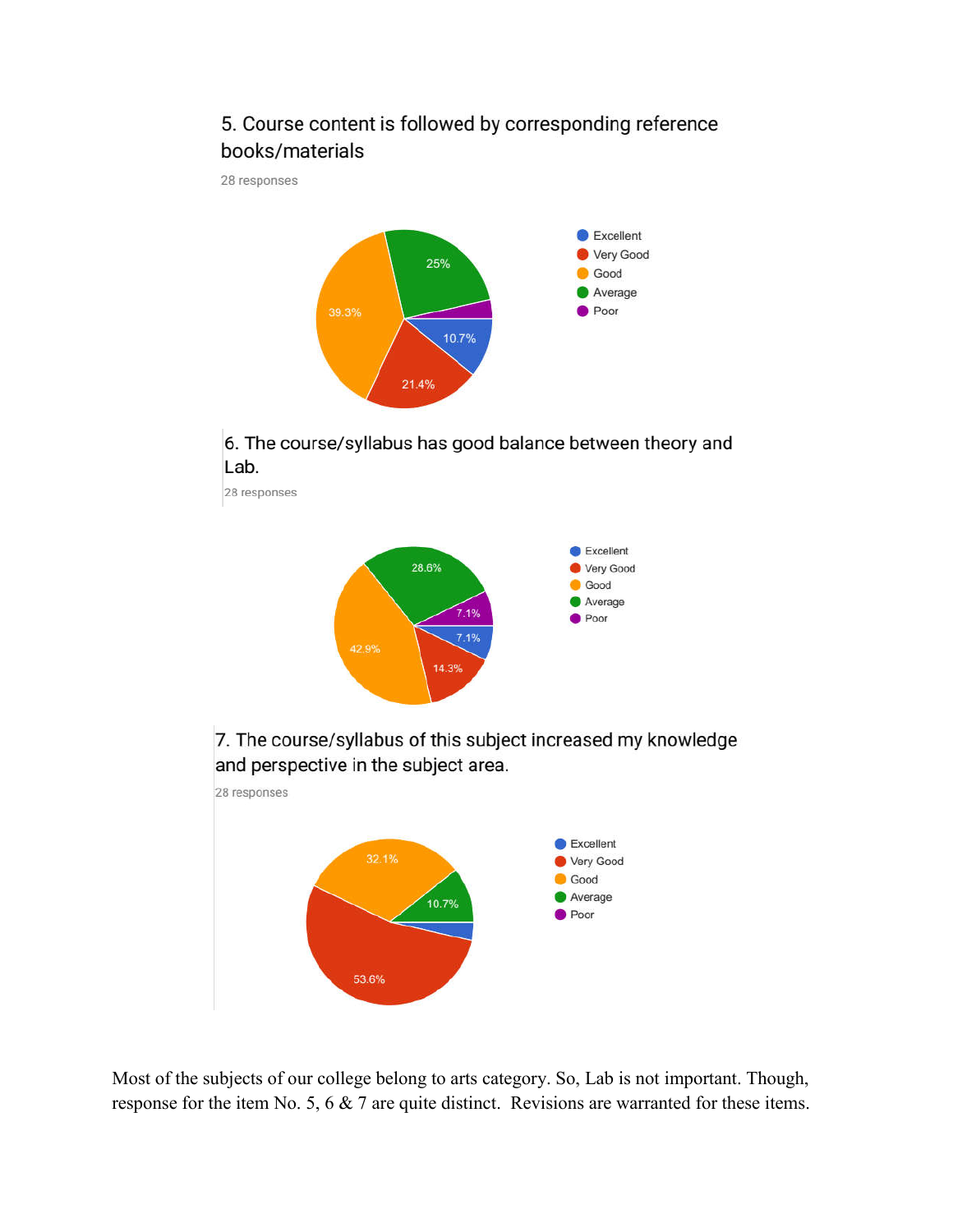5. Course content is followed by corresponding reference books/materials

28 responses

- Excellent: 10.7%
- Very Good: 21.4%
- Good: 39.3%
- Average: 25%
- Poor

6. The course/syllabus has good balance between theory and Lab.

28 responses

- Excellent: 7.1%
- Very Good: 14.3%
- Good: 42.9%
- Average: 28.6%
- Poor: 7.1%

7. The course/syllabus of this subject increased my knowledge and perspective in the subject area.

28 responses

- Excellent
- Very Good: 53.6%
- Good: 32.1%
- Average: 10.7%
- Poor

Most of the subjects of our college belong to arts category. So, Lab is not important. Though, response for the item No. 5, 6 & 7 are quite distinct. Revisions are warranted for these items.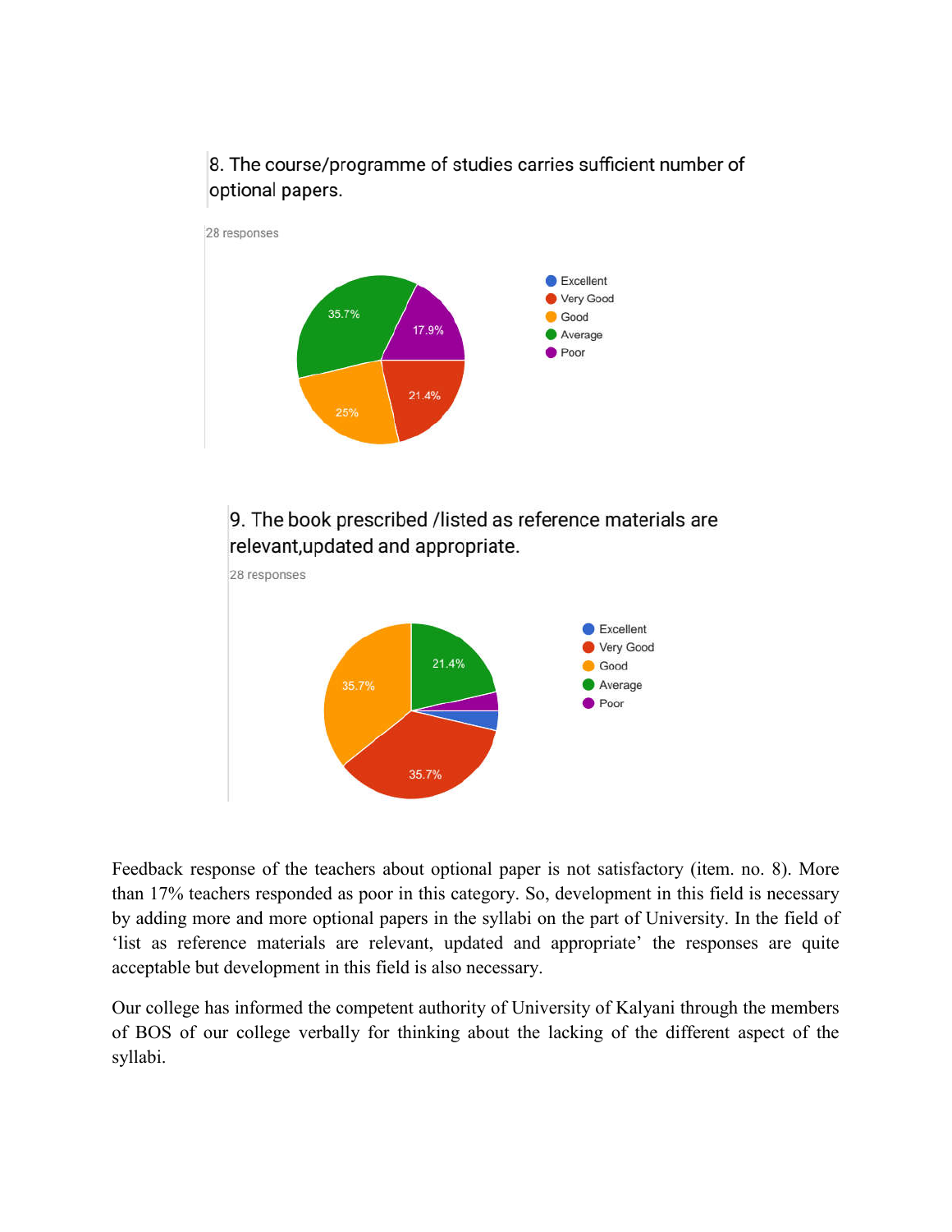8. The course/programme of studies carries sufficient number of optional papers.

28 responses

35.7%
17.9%
21.4%
25%

Excellent
Very Good
Good
Average
Poor

9. The book prescribed /listed as reference materials are relevant,updated and appropriate.

28 responses

21.4%
35.7%
35.7%

Excellent
Very Good
Good
Average
Poor

Feedback response of the teachers about optional paper is not satisfactory (item. no. 8). More than 17% teachers responded as poor in this category. So, development in this field is necessary by adding more and more optional papers in the syllabi on the part of University. In the field of 'list as reference materials are relevant, updated and appropriate' the responses are quite acceptable but development in this field is also necessary.

Our college has informed the competent authority of University of Kalyani through the members of BOS of our college verbally for thinking about the lacking of the different aspect of the syllabi.